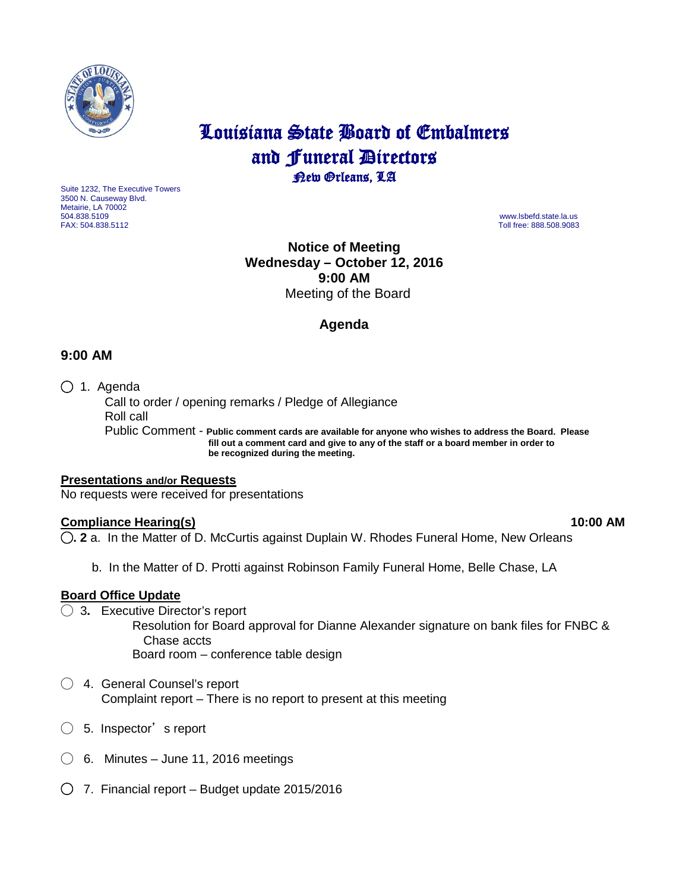# Louisiana State Board of Embalmers and Funeral Directors

New Orleans, LA

Suite 1232, The Executive Towers
3500 N. Causeway Blvd.
Metairie, LA 70002
504.838.5109
FAX: 504.838.5112

www.lsbefd.state.la.us
Toll free: 888.508.9083

**Notice of Meeting**
**Wednesday – October 12, 2016**
**9:00 AM**
Meeting of the Board

## Agenda

### 9:00 AM

◯ 1. Agenda
Call to order / opening remarks / Pledge of Allegiance
Roll call
Public Comment - **Public comment cards are available for anyone who wishes to address the Board. Please fill out a comment card and give to any of the staff or a board member in order to be recognized during the meeting.**

**Presentations and/or Requests**
No requests were received for presentations

**Compliance Hearing(s)** **10:00 AM**

◯. **2** a. In the Matter of D. McCurtis against Duplain W. Rhodes Funeral Home, New Orleans

b. In the Matter of D. Protti against Robinson Family Funeral Home, Belle Chase, LA

**Board Office Update**

◯ 3. Executive Director's report
Resolution for Board approval for Dianne Alexander signature on bank files for FNBC & Chase accts
Board room – conference table design

◯ 4. General Counsel's report
Complaint report – There is no report to present at this meeting

◯ 5. Inspector's report

◯ 6. Minutes – June 11, 2016 meetings

◯ 7. Financial report – Budget update 2015/2016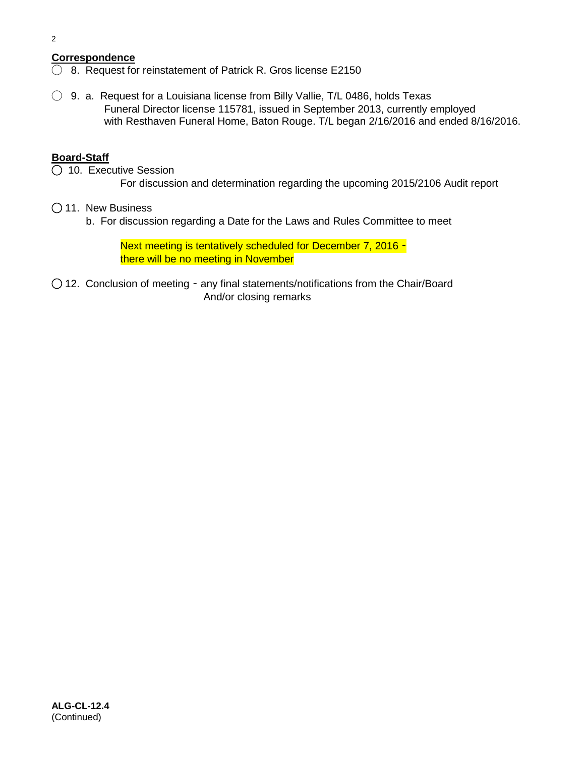**Correspondence**

◯ 8. Request for reinstatement of Patrick R. Gros license E2150

◯ 9. a. Request for a Louisiana license from Billy Vallie, T/L 0486, holds Texas Funeral Director license 115781, issued in September 2013, currently employed with Resthaven Funeral Home, Baton Rouge. T/L began 2/16/2016 and ended 8/16/2016.

**Board-Staff**

◯ 10. Executive Session

For discussion and determination regarding the upcoming 2015/2106 Audit report

◯ 11. New Business

b. For discussion regarding a Date for the Laws and Rules Committee to meet

Next meeting is tentatively scheduled for December 7, 2016 – there will be no meeting in November

◯ 12. Conclusion of meeting – any final statements/notifications from the Chair/Board And/or closing remarks

**ALG-CL-12.4**
(Continued)